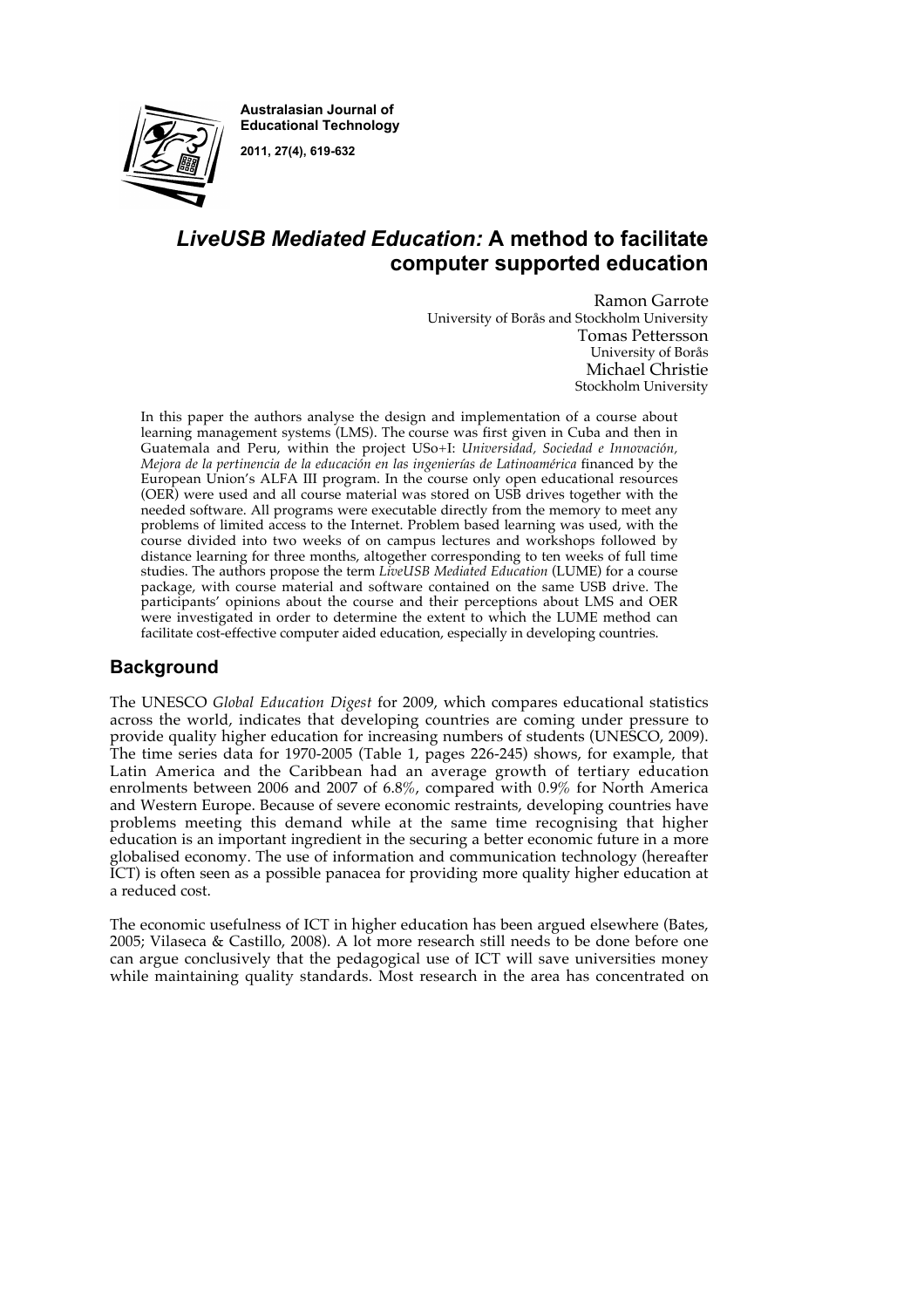# *LiveUSB Mediated Education:* A method to facilitate computer supported education

Ramon Garrote
University of Borås and Stockholm University

Tomas Pettersson
University of Borås

Michael Christie
Stockholm University

In this paper the authors analyse the design and implementation of a course about learning management systems (LMS). The course was first given in Cuba and then in Guatemala and Peru, within the project USo+I: *Universidad, Sociedad e Innovación, Mejora de la pertinencia de la educación en las ingenierías de Latinoamérica* financed by the European Union's ALFA III program. In the course only open educational resources (OER) were used and all course material was stored on USB drives together with the needed software. All programs were executable directly from the memory to meet any problems of limited access to the Internet. Problem based learning was used, with the course divided into two weeks of on campus lectures and workshops followed by distance learning for three months, altogether corresponding to ten weeks of full time studies. The authors propose the term *LiveUSB Mediated Education* (LUME) for a course package, with course material and software contained on the same USB drive. The participants' opinions about the course and their perceptions about LMS and OER were investigated in order to determine the extent to which the LUME method can facilitate cost-effective computer aided education, especially in developing countries.

## Background

The UNESCO *Global Education Digest* for 2009, which compares educational statistics across the world, indicates that developing countries are coming under pressure to provide quality higher education for increasing numbers of students (UNESCO, 2009). The time series data for 1970-2005 (Table 1, pages 226-245) shows, for example, that Latin America and the Caribbean had an average growth of tertiary education enrolments between 2006 and 2007 of 6.8%, compared with 0.9% for North America and Western Europe. Because of severe economic restraints, developing countries have problems meeting this demand while at the same time recognising that higher education is an important ingredient in the securing a better economic future in a more globalised economy. The use of information and communication technology (hereafter ICT) is often seen as a possible panacea for providing more quality higher education at a reduced cost.

The economic usefulness of ICT in higher education has been argued elsewhere (Bates, 2005; Vilaseca & Castillo, 2008). A lot more research still needs to be done before one can argue conclusively that the pedagogical use of ICT will save universities money while maintaining quality standards. Most research in the area has concentrated on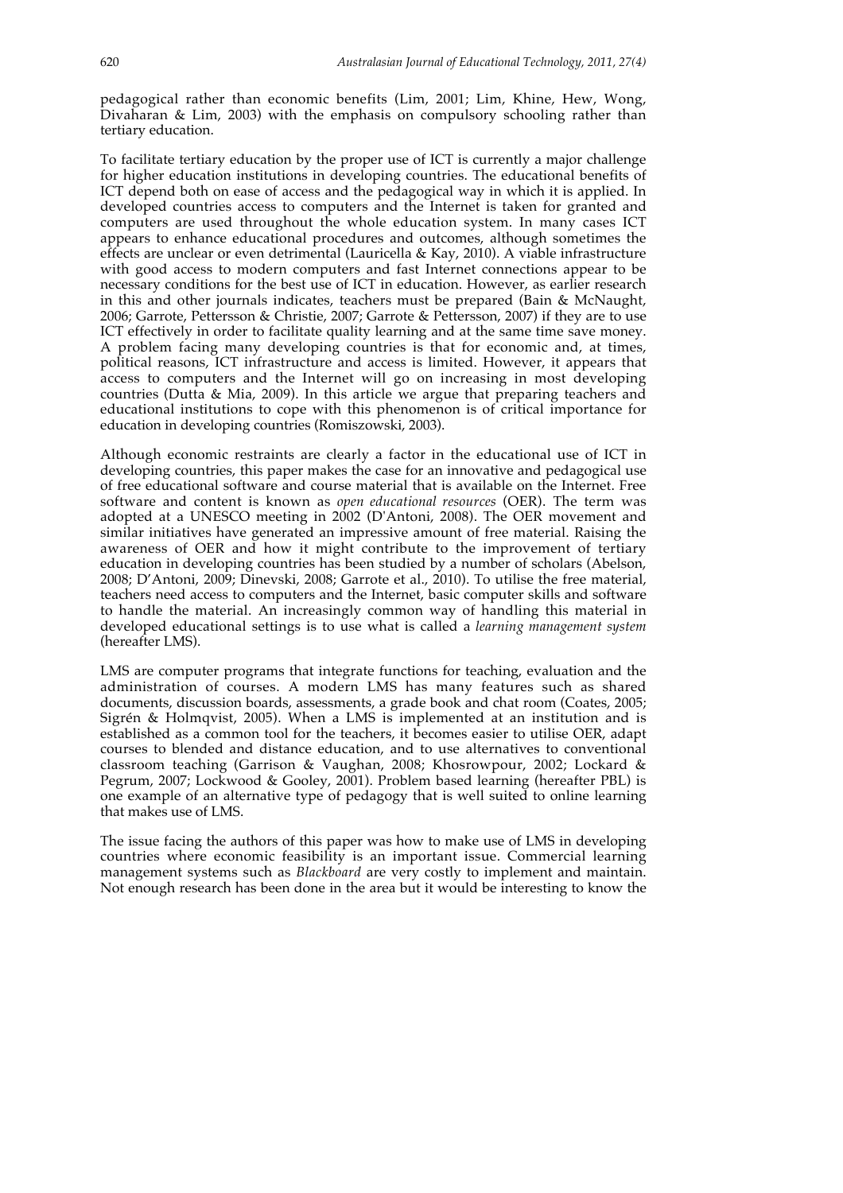pedagogical rather than economic benefits (Lim, 2001; Lim, Khine, Hew, Wong, Divaharan & Lim, 2003) with the emphasis on compulsory schooling rather than tertiary education.

To facilitate tertiary education by the proper use of ICT is currently a major challenge for higher education institutions in developing countries. The educational benefits of ICT depend both on ease of access and the pedagogical way in which it is applied. In developed countries access to computers and the Internet is taken for granted and computers are used throughout the whole education system. In many cases ICT appears to enhance educational procedures and outcomes, although sometimes the effects are unclear or even detrimental (Lauricella & Kay, 2010). A viable infrastructure with good access to modern computers and fast Internet connections appear to be necessary conditions for the best use of ICT in education. However, as earlier research in this and other journals indicates, teachers must be prepared (Bain & McNaught, 2006; Garrote, Pettersson & Christie, 2007; Garrote & Pettersson, 2007) if they are to use ICT effectively in order to facilitate quality learning and at the same time save money. A problem facing many developing countries is that for economic and, at times, political reasons, ICT infrastructure and access is limited. However, it appears that access to computers and the Internet will go on increasing in most developing countries (Dutta & Mia, 2009). In this article we argue that preparing teachers and educational institutions to cope with this phenomenon is of critical importance for education in developing countries (Romiszowski, 2003).

Although economic restraints are clearly a factor in the educational use of ICT in developing countries, this paper makes the case for an innovative and pedagogical use of free educational software and course material that is available on the Internet. Free software and content is known as *open educational resources* (OER). The term was adopted at a UNESCO meeting in 2002 (D'Antoni, 2008). The OER movement and similar initiatives have generated an impressive amount of free material. Raising the awareness of OER and how it might contribute to the improvement of tertiary education in developing countries has been studied by a number of scholars (Abelson, 2008; D'Antoni, 2009; Dinevski, 2008; Garrote et al., 2010). To utilise the free material, teachers need access to computers and the Internet, basic computer skills and software to handle the material. An increasingly common way of handling this material in developed educational settings is to use what is called a *learning management system* (hereafter LMS).

LMS are computer programs that integrate functions for teaching, evaluation and the administration of courses. A modern LMS has many features such as shared documents, discussion boards, assessments, a grade book and chat room (Coates, 2005; Sigrén & Holmqvist, 2005). When a LMS is implemented at an institution and is established as a common tool for the teachers, it becomes easier to utilise OER, adapt courses to blended and distance education, and to use alternatives to conventional classroom teaching (Garrison & Vaughan, 2008; Khosrowpour, 2002; Lockard & Pegrum, 2007; Lockwood & Gooley, 2001). Problem based learning (hereafter PBL) is one example of an alternative type of pedagogy that is well suited to online learning that makes use of LMS.

The issue facing the authors of this paper was how to make use of LMS in developing countries where economic feasibility is an important issue. Commercial learning management systems such as *Blackboard* are very costly to implement and maintain. Not enough research has been done in the area but it would be interesting to know the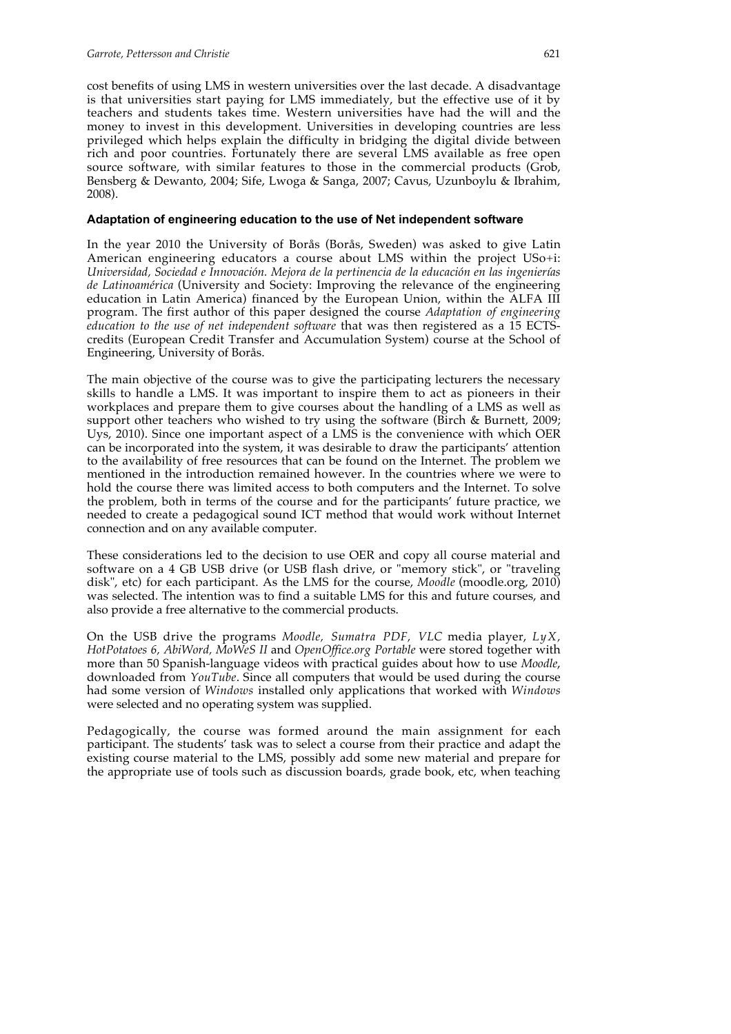cost benefits of using LMS in western universities over the last decade. A disadvantage is that universities start paying for LMS immediately, but the effective use of it by teachers and students takes time. Western universities have had the will and the money to invest in this development. Universities in developing countries are less privileged which helps explain the difficulty in bridging the digital divide between rich and poor countries. Fortunately there are several LMS available as free open source software, with similar features to those in the commercial products (Grob, Bensberg & Dewanto, 2004; Sife, Lwoga & Sanga, 2007; Cavus, Uzunboylu & Ibrahim, 2008).

### Adaptation of engineering education to the use of Net independent software

In the year 2010 the University of Borås (Borås, Sweden) was asked to give Latin American engineering educators a course about LMS within the project USo+i: *Universidad, Sociedad e Innovación. Mejora de la pertinencia de la educación en las ingenierías de Latinoamérica* (University and Society: Improving the relevance of the engineering education in Latin America) financed by the European Union, within the ALFA III program. The first author of this paper designed the course *Adaptation of engineering education to the use of net independent software* that was then registered as a 15 ECTS-credits (European Credit Transfer and Accumulation System) course at the School of Engineering, University of Borås.

The main objective of the course was to give the participating lecturers the necessary skills to handle a LMS. It was important to inspire them to act as pioneers in their workplaces and prepare them to give courses about the handling of a LMS as well as support other teachers who wished to try using the software (Birch & Burnett, 2009; Uys, 2010). Since one important aspect of a LMS is the convenience with which OER can be incorporated into the system, it was desirable to draw the participants' attention to the availability of free resources that can be found on the Internet. The problem we mentioned in the introduction remained however. In the countries where we were to hold the course there was limited access to both computers and the Internet. To solve the problem, both in terms of the course and for the participants' future practice, we needed to create a pedagogical sound ICT method that would work without Internet connection and on any available computer.

These considerations led to the decision to use OER and copy all course material and software on a 4 GB USB drive (or USB flash drive, or "memory stick", or "traveling disk", etc) for each participant. As the LMS for the course, *Moodle* (moodle.org, 2010) was selected. The intention was to find a suitable LMS for this and future courses, and also provide a free alternative to the commercial products.

On the USB drive the programs *Moodle, Sumatra PDF, VLC* media player, *LyX, HotPotatoes 6, AbiWord, MoWeS II* and *OpenOffice.org Portable* were stored together with more than 50 Spanish-language videos with practical guides about how to use *Moodle*, downloaded from *YouTube*. Since all computers that would be used during the course had some version of *Windows* installed only applications that worked with *Windows* were selected and no operating system was supplied.

Pedagogically, the course was formed around the main assignment for each participant. The students' task was to select a course from their practice and adapt the existing course material to the LMS, possibly add some new material and prepare for the appropriate use of tools such as discussion boards, grade book, etc, when teaching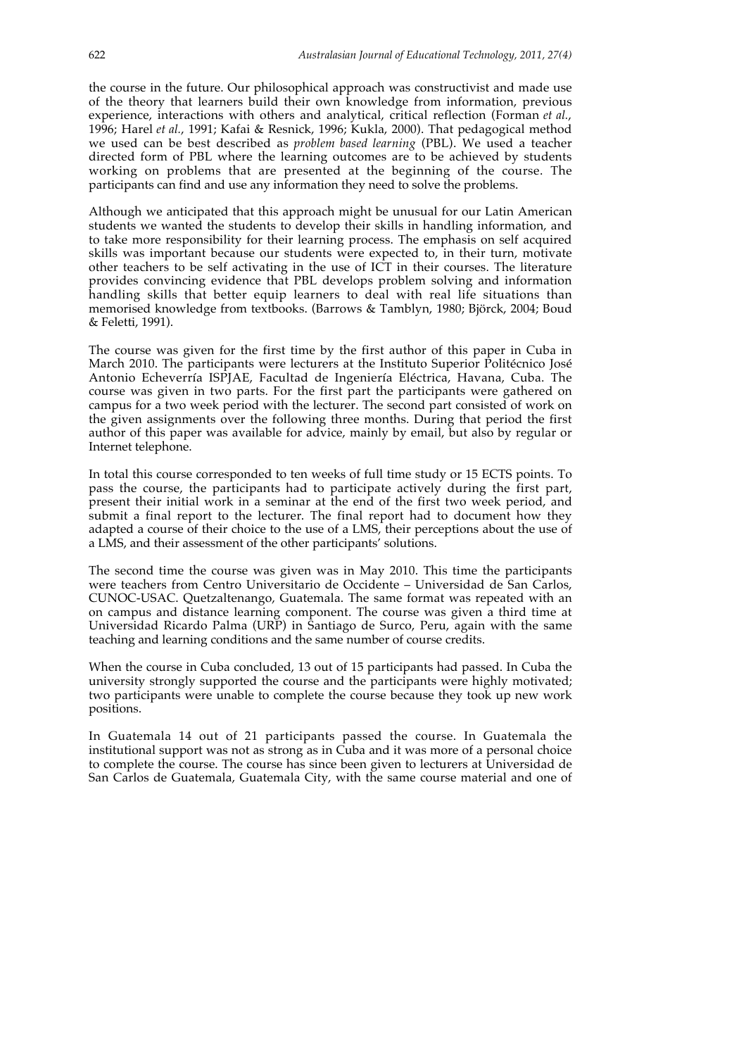the course in the future. Our philosophical approach was constructivist and made use of the theory that learners build their own knowledge from information, previous experience, interactions with others and analytical, critical reflection (Forman *et al.*, 1996; Harel *et al.*, 1991; Kafai & Resnick, 1996; Kukla, 2000). That pedagogical method we used can be best described as *problem based learning* (PBL). We used a teacher directed form of PBL where the learning outcomes are to be achieved by students working on problems that are presented at the beginning of the course. The participants can find and use any information they need to solve the problems.

Although we anticipated that this approach might be unusual for our Latin American students we wanted the students to develop their skills in handling information, and to take more responsibility for their learning process. The emphasis on self acquired skills was important because our students were expected to, in their turn, motivate other teachers to be self activating in the use of ICT in their courses. The literature provides convincing evidence that PBL develops problem solving and information handling skills that better equip learners to deal with real life situations than memorised knowledge from textbooks. (Barrows & Tamblyn, 1980; Björck, 2004; Boud & Feletti, 1991).

The course was given for the first time by the first author of this paper in Cuba in March 2010. The participants were lecturers at the Instituto Superior Politécnico José Antonio Echeverría ISPJAE, Facultad de Ingeniería Eléctrica, Havana, Cuba. The course was given in two parts. For the first part the participants were gathered on campus for a two week period with the lecturer. The second part consisted of work on the given assignments over the following three months. During that period the first author of this paper was available for advice, mainly by email, but also by regular or Internet telephone.

In total this course corresponded to ten weeks of full time study or 15 ECTS points. To pass the course, the participants had to participate actively during the first part, present their initial work in a seminar at the end of the first two week period, and submit a final report to the lecturer. The final report had to document how they adapted a course of their choice to the use of a LMS, their perceptions about the use of a LMS, and their assessment of the other participants' solutions.

The second time the course was given was in May 2010. This time the participants were teachers from Centro Universitario de Occidente – Universidad de San Carlos, CUNOC-USAC. Quetzaltenango, Guatemala. The same format was repeated with an on campus and distance learning component. The course was given a third time at Universidad Ricardo Palma (URP) in Santiago de Surco, Peru, again with the same teaching and learning conditions and the same number of course credits.

When the course in Cuba concluded, 13 out of 15 participants had passed. In Cuba the university strongly supported the course and the participants were highly motivated; two participants were unable to complete the course because they took up new work positions.

In Guatemala 14 out of 21 participants passed the course. In Guatemala the institutional support was not as strong as in Cuba and it was more of a personal choice to complete the course. The course has since been given to lecturers at Universidad de San Carlos de Guatemala, Guatemala City, with the same course material and one of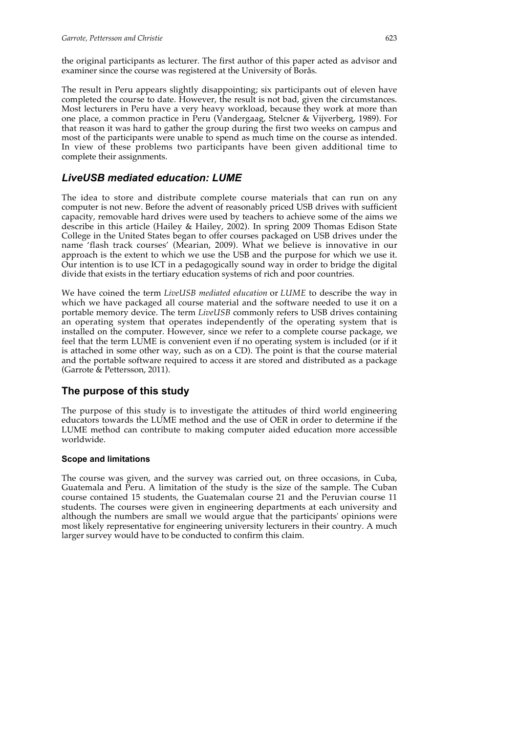the original participants as lecturer. The first author of this paper acted as advisor and examiner since the course was registered at the University of Borås.

The result in Peru appears slightly disappointing; six participants out of eleven have completed the course to date. However, the result is not bad, given the circumstances. Most lecturers in Peru have a very heavy workload, because they work at more than one place, a common practice in Peru (Vandergaag, Stelcner & Vijverberg, 1989). For that reason it was hard to gather the group during the first two weeks on campus and most of the participants were unable to spend as much time on the course as intended. In view of these problems two participants have been given additional time to complete their assignments.

## *LiveUSB mediated education: LUME*

The idea to store and distribute complete course materials that can run on any computer is not new. Before the advent of reasonably priced USB drives with sufficient capacity, removable hard drives were used by teachers to achieve some of the aims we describe in this article (Hailey & Hailey, 2002). In spring 2009 Thomas Edison State College in the United States began to offer courses packaged on USB drives under the name 'flash track courses' (Mearian, 2009). What we believe is innovative in our approach is the extent to which we use the USB and the purpose for which we use it. Our intention is to use ICT in a pedagogically sound way in order to bridge the digital divide that exists in the tertiary education systems of rich and poor countries.

We have coined the term *LiveUSB mediated education* or *LUME* to describe the way in which we have packaged all course material and the software needed to use it on a portable memory device. The term *LiveUSB* commonly refers to USB drives containing an operating system that operates independently of the operating system that is installed on the computer. However, since we refer to a complete course package, we feel that the term LUME is convenient even if no operating system is included (or if it is attached in some other way, such as on a CD). The point is that the course material and the portable software required to access it are stored and distributed as a package (Garrote & Pettersson, 2011).

## The purpose of this study

The purpose of this study is to investigate the attitudes of third world engineering educators towards the LUME method and the use of OER in order to determine if the LUME method can contribute to making computer aided education more accessible worldwide.

### Scope and limitations

The course was given, and the survey was carried out, on three occasions, in Cuba, Guatemala and Peru. A limitation of the study is the size of the sample. The Cuban course contained 15 students, the Guatemalan course 21 and the Peruvian course 11 students. The courses were given in engineering departments at each university and although the numbers are small we would argue that the participants' opinions were most likely representative for engineering university lecturers in their country. A much larger survey would have to be conducted to confirm this claim.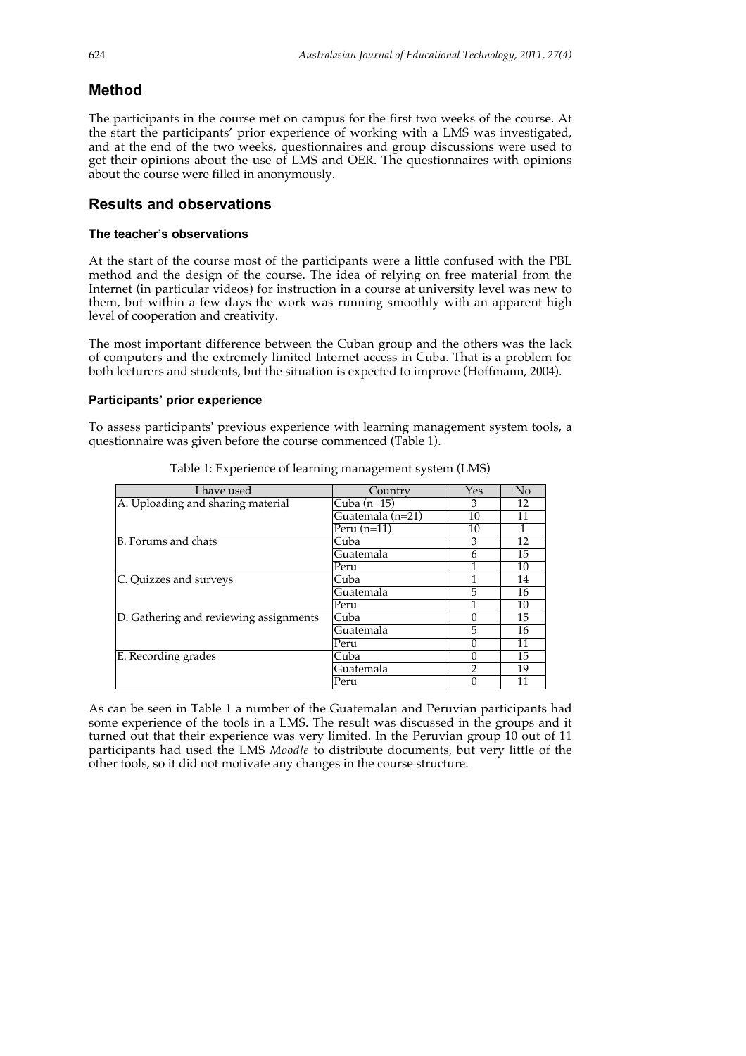## Method

The participants in the course met on campus for the first two weeks of the course. At the start the participants' prior experience of working with a LMS was investigated, and at the end of the two weeks, questionnaires and group discussions were used to get their opinions about the use of LMS and OER. The questionnaires with opinions about the course were filled in anonymously.

## Results and observations

### The teacher's observations

At the start of the course most of the participants were a little confused with the PBL method and the design of the course. The idea of relying on free material from the Internet (in particular videos) for instruction in a course at university level was new to them, but within a few days the work was running smoothly with an apparent high level of cooperation and creativity.

The most important difference between the Cuban group and the others was the lack of computers and the extremely limited Internet access in Cuba. That is a problem for both lecturers and students, but the situation is expected to improve (Hoffmann, 2004).

### Participants' prior experience

To assess participants' previous experience with learning management system tools, a questionnaire was given before the course commenced (Table 1).

Table 1: Experience of learning management system (LMS)

| I have used | Country | Yes | No |
|---|---|---|---|
| A. Uploading and sharing material | Cuba (n=15) | 3 | 12 |
| | Guatemala (n=21) | 10 | 11 |
| | Peru (n=11) | 10 | 1 |
| B. Forums and chats | Cuba | 3 | 12 |
| | Guatemala | 6 | 15 |
| | Peru | 1 | 10 |
| C. Quizzes and surveys | Cuba | 1 | 14 |
| | Guatemala | 5 | 16 |
| | Peru | 1 | 10 |
| D. Gathering and reviewing assignments | Cuba | 0 | 15 |
| | Guatemala | 5 | 16 |
| | Peru | 0 | 11 |
| E. Recording grades | Cuba | 0 | 15 |
| | Guatemala | 2 | 19 |
| | Peru | 0 | 11 |

As can be seen in Table 1 a number of the Guatemalan and Peruvian participants had some experience of the tools in a LMS. The result was discussed in the groups and it turned out that their experience was very limited. In the Peruvian group 10 out of 11 participants had used the LMS *Moodle* to distribute documents, but very little of the other tools, so it did not motivate any changes in the course structure.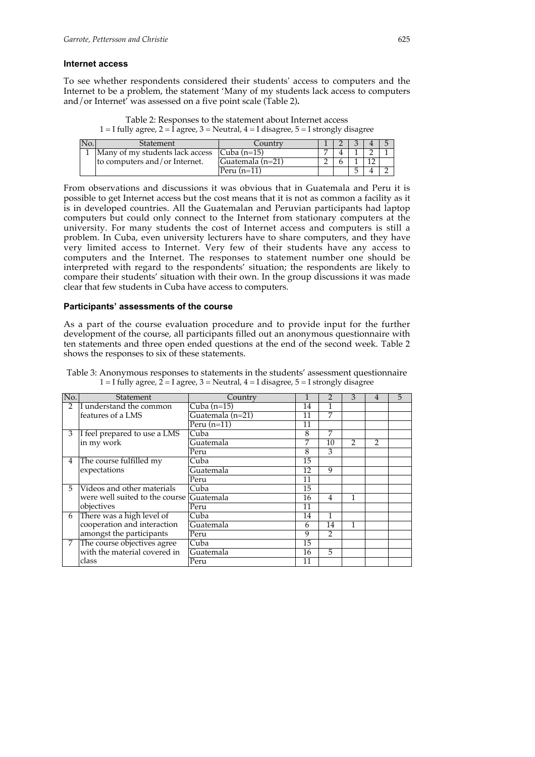## Internet access

To see whether respondents considered their students' access to computers and the Internet to be a problem, the statement 'Many of my students lack access to computers and/or Internet' was assessed on a five point scale (Table 2).

Table 2: Responses to the statement about Internet access
1 = I fully agree, 2 = I agree, 3 = Neutral, 4 = I disagree, 5 = I strongly disagree

| No. | Statement | Country | 1 | 2 | 3 | 4 | 5 |
|---|---|---|---|---|---|---|---|
| 1 | Many of my students lack access to computers and/or Internet. | Cuba (n=15) | 7 | 4 | 1 | 2 | 1 |
| | | Guatemala (n=21) | 2 | 6 | 1 | 12 | |
| | | Peru (n=11) | | | 5 | 4 | 2 |

From observations and discussions it was obvious that in Guatemala and Peru it is possible to get Internet access but the cost means that it is not as common a facility as it is in developed countries. All the Guatemalan and Peruvian participants had laptop computers but could only connect to the Internet from stationary computers at the university. For many students the cost of Internet access and computers is still a problem. In Cuba, even university lecturers have to share computers, and they have very limited access to Internet. Very few of their students have any access to computers and the Internet. The responses to statement number one should be interpreted with regard to the respondents' situation; the respondents are likely to compare their students' situation with their own. In the group discussions it was made clear that few students in Cuba have access to computers.

## Participants' assessments of the course

As a part of the course evaluation procedure and to provide input for the further development of the course, all participants filled out an anonymous questionnaire with ten statements and three open ended questions at the end of the second week. Table 2 shows the responses to six of these statements.

Table 3: Anonymous responses to statements in the students' assessment questionnaire
1 = I fully agree, 2 = I agree, 3 = Neutral, 4 = I disagree, 5 = I strongly disagree

| No. | Statement | Country | 1 | 2 | 3 | 4 | 5 |
|---|---|---|---|---|---|---|---|
| 2 | I understand the common features of a LMS | Cuba (n=15) | 14 | 1 | | | |
| | | Guatemala (n=21) | 11 | 7 | | | |
| | | Peru (n=11) | 11 | | | | |
| 3 | I feel prepared to use a LMS in my work | Cuba | 8 | 7 | | | |
| | | Guatemala | 7 | 10 | 2 | 2 | |
| | | Peru | 8 | 3 | | | |
| 4 | The course fulfilled my expectations | Cuba | 15 | | | | |
| | | Guatemala | 12 | 9 | | | |
| | | Peru | 11 | | | | |
| 5 | Videos and other materials were well suited to the course objectives | Cuba | 15 | | | | |
| | | Guatemala | 16 | 4 | 1 | | |
| | | Peru | 11 | | | | |
| 6 | There was a high level of cooperation and interaction amongst the participants | Cuba | 14 | 1 | | | |
| | | Guatemala | 6 | 14 | 1 | | |
| | | Peru | 9 | 2 | | | |
| 7 | The course objectives agree with the material covered in class | Cuba | 15 | | | | |
| | | Guatemala | 16 | 5 | | | |
| | | Peru | 11 | | | | |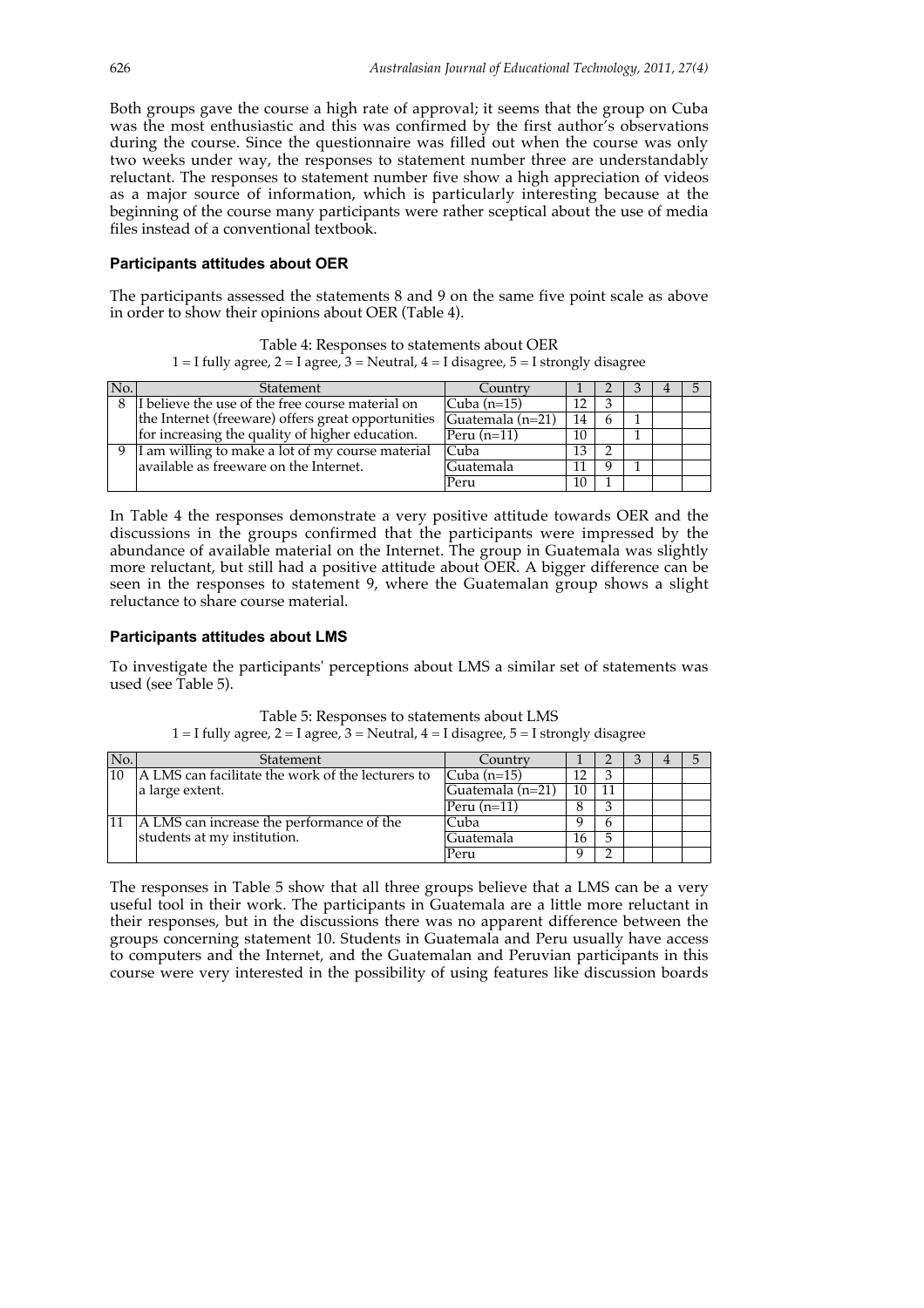Both groups gave the course a high rate of approval; it seems that the group on Cuba was the most enthusiastic and this was confirmed by the first author's observations during the course. Since the questionnaire was filled out when the course was only two weeks under way, the responses to statement number three are understandably reluctant. The responses to statement number five show a high appreciation of videos as a major source of information, which is particularly interesting because at the beginning of the course many participants were rather sceptical about the use of media files instead of a conventional textbook.

### Participants attitudes about OER

The participants assessed the statements 8 and 9 on the same five point scale as above in order to show their opinions about OER (Table 4).

Table 4: Responses to statements about OER
1 = I fully agree, 2 = I agree, 3 = Neutral, 4 = I disagree, 5 = I strongly disagree

| No. | Statement | Country | 1 | 2 | 3 | 4 | 5 |
|---|---|---|---|---|---|---|---|
| 8 | I believe the use of the free course material on the Internet (freeware) offers great opportunities for increasing the quality of higher education. | Cuba (n=15) | 12 | 3 | | | |
| | | Guatemala (n=21) | 14 | 6 | 1 | | |
| | | Peru (n=11) | 10 | | 1 | | |
| 9 | I am willing to make a lot of my course material available as freeware on the Internet. | Cuba | 13 | 2 | | | |
| | | Guatemala | 11 | 9 | 1 | | |
| | | Peru | 10 | 1 | | | |

In Table 4 the responses demonstrate a very positive attitude towards OER and the discussions in the groups confirmed that the participants were impressed by the abundance of available material on the Internet. The group in Guatemala was slightly more reluctant, but still had a positive attitude about OER. A bigger difference can be seen in the responses to statement 9, where the Guatemalan group shows a slight reluctance to share course material.

### Participants attitudes about LMS

To investigate the participants' perceptions about LMS a similar set of statements was used (see Table 5).

Table 5: Responses to statements about LMS
1 = I fully agree, 2 = I agree, 3 = Neutral, 4 = I disagree, 5 = I strongly disagree

| No. | Statement | Country | 1 | 2 | 3 | 4 | 5 |
|---|---|---|---|---|---|---|---|
| 10 | A LMS can facilitate the work of the lecturers to a large extent. | Cuba (n=15) | 12 | 3 | | | |
| | | Guatemala (n=21) | 10 | 11 | | | |
| | | Peru (n=11) | 8 | 3 | | | |
| 11 | A LMS can increase the performance of the students at my institution. | Cuba | 9 | 6 | | | |
| | | Guatemala | 16 | 5 | | | |
| | | Peru | 9 | 2 | | | |

The responses in Table 5 show that all three groups believe that a LMS can be a very useful tool in their work. The participants in Guatemala are a little more reluctant in their responses, but in the discussions there was no apparent difference between the groups concerning statement 10. Students in Guatemala and Peru usually have access to computers and the Internet, and the Guatemalan and Peruvian participants in this course were very interested in the possibility of using features like discussion boards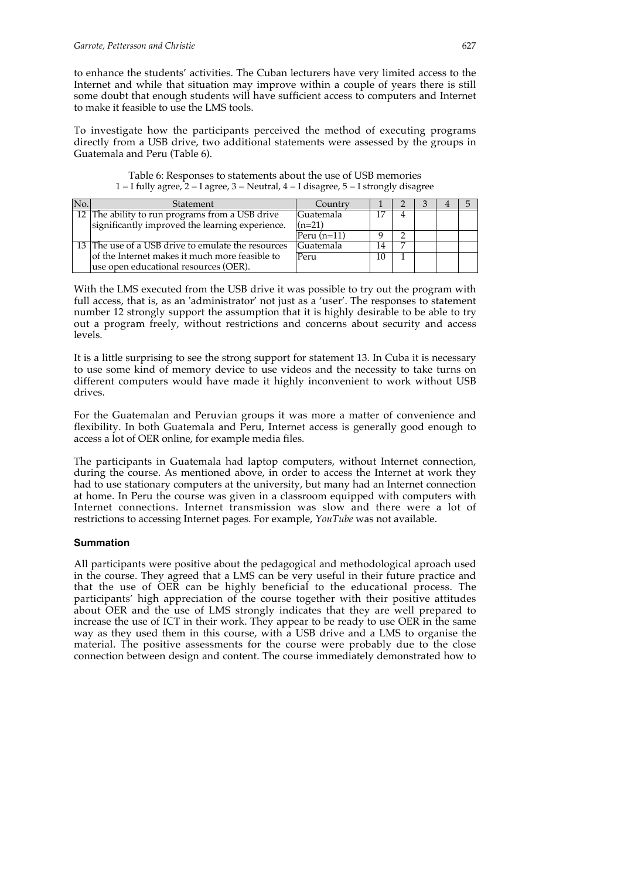to enhance the students' activities. The Cuban lecturers have very limited access to the Internet and while that situation may improve within a couple of years there is still some doubt that enough students will have sufficient access to computers and Internet to make it feasible to use the LMS tools.

To investigate how the participants perceived the method of executing programs directly from a USB drive, two additional statements were assessed by the groups in Guatemala and Peru (Table 6).

Table 6: Responses to statements about the use of USB memories
1 = I fully agree, 2 = I agree, 3 = Neutral, 4 = I disagree, 5 = I strongly disagree

| No. | Statement | Country | 1 | 2 | 3 | 4 | 5 |
|---|---|---|---|---|---|---|---|
| 12 | The ability to run programs from a USB drive significantly improved the learning experience. | Guatemala (n=21) | 17 | 4 | | | |
| | | Peru (n=11) | 9 | 2 | | | |
| 13 | The use of a USB drive to emulate the resources of the Internet makes it much more feasible to use open educational resources (OER). | Guatemala | 14 | 7 | | | |
| | | Peru | 10 | 1 | | | |

With the LMS executed from the USB drive it was possible to try out the program with full access, that is, as an 'administrator' not just as a 'user'. The responses to statement number 12 strongly support the assumption that it is highly desirable to be able to try out a program freely, without restrictions and concerns about security and access levels.

It is a little surprising to see the strong support for statement 13. In Cuba it is necessary to use some kind of memory device to use videos and the necessity to take turns on different computers would have made it highly inconvenient to work without USB drives.

For the Guatemalan and Peruvian groups it was more a matter of convenience and flexibility. In both Guatemala and Peru, Internet access is generally good enough to access a lot of OER online, for example media files.

The participants in Guatemala had laptop computers, without Internet connection, during the course. As mentioned above, in order to access the Internet at work they had to use stationary computers at the university, but many had an Internet connection at home. In Peru the course was given in a classroom equipped with computers with Internet connections. Internet transmission was slow and there were a lot of restrictions to accessing Internet pages. For example, *YouTube* was not available.

### Summation

All participants were positive about the pedagogical and methodological aproach used in the course. They agreed that a LMS can be very useful in their future practice and that the use of OER can be highly beneficial to the educational process. The participants' high appreciation of the course together with their positive attitudes about OER and the use of LMS strongly indicates that they are well prepared to increase the use of ICT in their work. They appear to be ready to use OER in the same way as they used them in this course, with a USB drive and a LMS to organise the material. The positive assessments for the course were probably due to the close connection between design and content. The course immediately demonstrated how to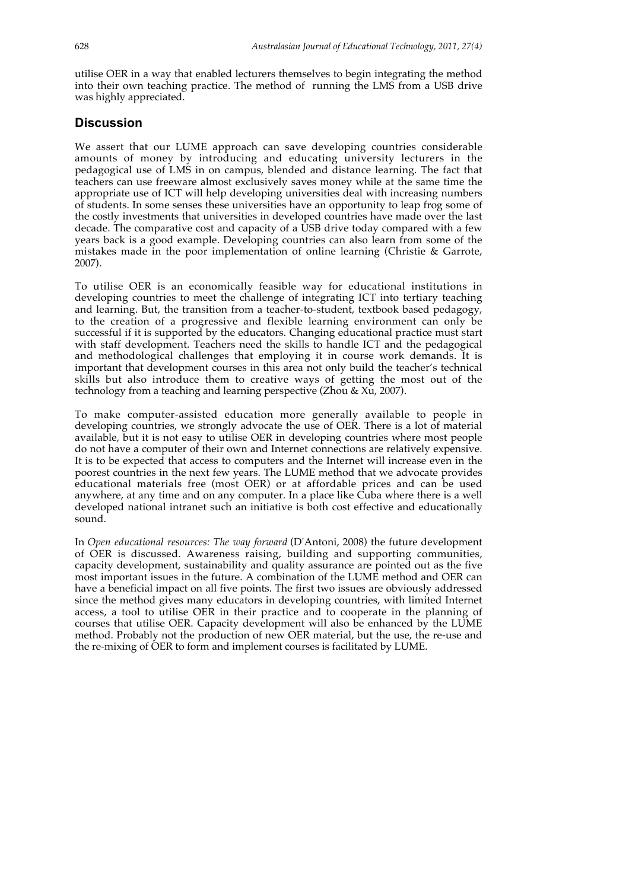utilise OER in a way that enabled lecturers themselves to begin integrating the method into their own teaching practice. The method of running the LMS from a USB drive was highly appreciated.

## Discussion

We assert that our LUME approach can save developing countries considerable amounts of money by introducing and educating university lecturers in the pedagogical use of LMS in on campus, blended and distance learning. The fact that teachers can use freeware almost exclusively saves money while at the same time the appropriate use of ICT will help developing universities deal with increasing numbers of students. In some senses these universities have an opportunity to leap frog some of the costly investments that universities in developed countries have made over the last decade. The comparative cost and capacity of a USB drive today compared with a few years back is a good example. Developing countries can also learn from some of the mistakes made in the poor implementation of online learning (Christie & Garrote, 2007).

To utilise OER is an economically feasible way for educational institutions in developing countries to meet the challenge of integrating ICT into tertiary teaching and learning. But, the transition from a teacher-to-student, textbook based pedagogy, to the creation of a progressive and flexible learning environment can only be successful if it is supported by the educators. Changing educational practice must start with staff development. Teachers need the skills to handle ICT and the pedagogical and methodological challenges that employing it in course work demands. It is important that development courses in this area not only build the teacher's technical skills but also introduce them to creative ways of getting the most out of the technology from a teaching and learning perspective (Zhou & Xu, 2007).

To make computer-assisted education more generally available to people in developing countries, we strongly advocate the use of OER. There is a lot of material available, but it is not easy to utilise OER in developing countries where most people do not have a computer of their own and Internet connections are relatively expensive. It is to be expected that access to computers and the Internet will increase even in the poorest countries in the next few years. The LUME method that we advocate provides educational materials free (most OER) or at affordable prices and can be used anywhere, at any time and on any computer. In a place like Cuba where there is a well developed national intranet such an initiative is both cost effective and educationally sound.

In *Open educational resources: The way forward* (D'Antoni, 2008) the future development of OER is discussed. Awareness raising, building and supporting communities, capacity development, sustainability and quality assurance are pointed out as the five most important issues in the future. A combination of the LUME method and OER can have a beneficial impact on all five points. The first two issues are obviously addressed since the method gives many educators in developing countries, with limited Internet access, a tool to utilise OER in their practice and to cooperate in the planning of courses that utilise OER. Capacity development will also be enhanced by the LUME method. Probably not the production of new OER material, but the use, the re-use and the re-mixing of OER to form and implement courses is facilitated by LUME.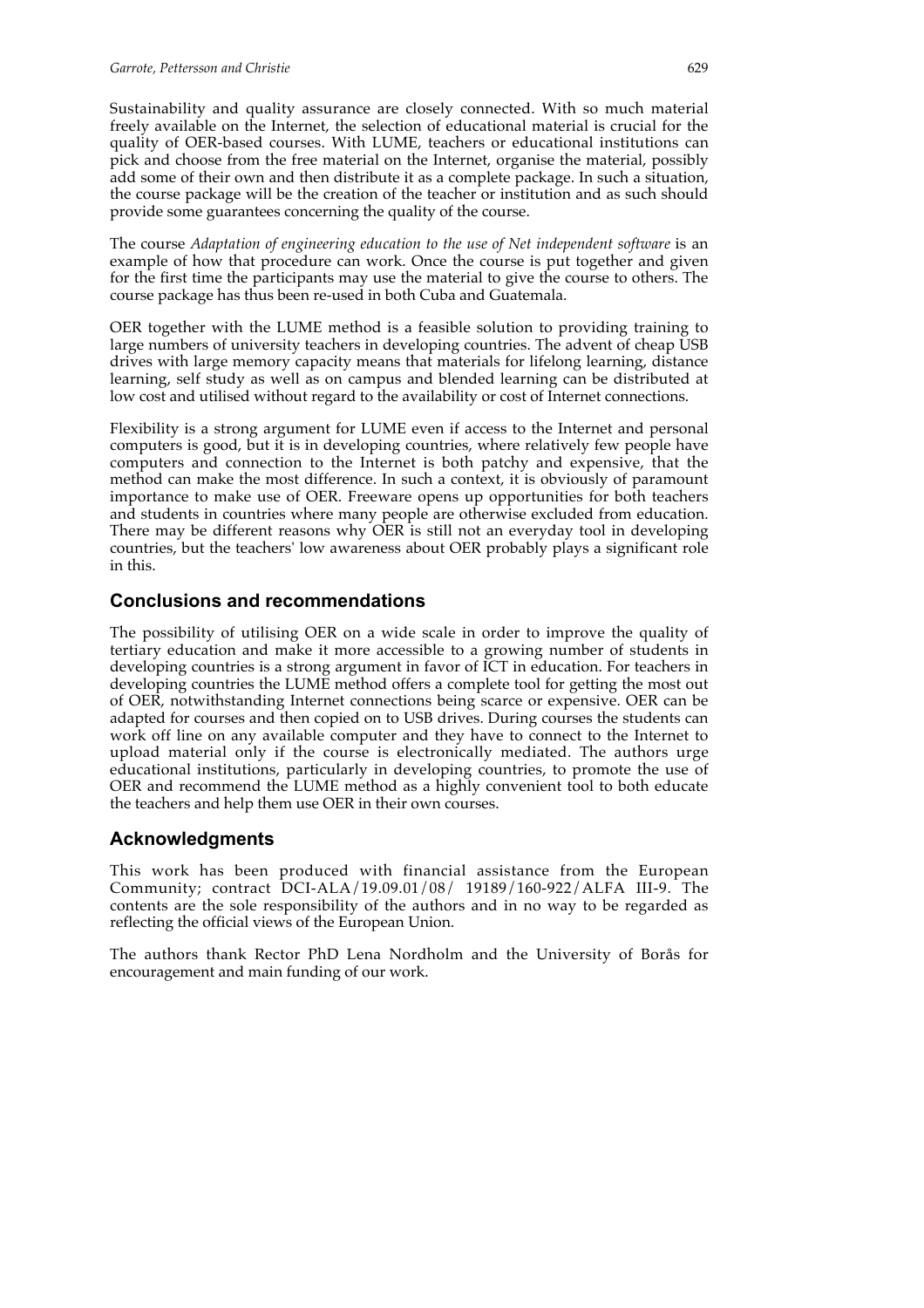Sustainability and quality assurance are closely connected. With so much material freely available on the Internet, the selection of educational material is crucial for the quality of OER-based courses. With LUME, teachers or educational institutions can pick and choose from the free material on the Internet, organise the material, possibly add some of their own and then distribute it as a complete package. In such a situation, the course package will be the creation of the teacher or institution and as such should provide some guarantees concerning the quality of the course.

The course *Adaptation of engineering education to the use of Net independent software* is an example of how that procedure can work. Once the course is put together and given for the first time the participants may use the material to give the course to others. The course package has thus been re-used in both Cuba and Guatemala.

OER together with the LUME method is a feasible solution to providing training to large numbers of university teachers in developing countries. The advent of cheap USB drives with large memory capacity means that materials for lifelong learning, distance learning, self study as well as on campus and blended learning can be distributed at low cost and utilised without regard to the availability or cost of Internet connections.

Flexibility is a strong argument for LUME even if access to the Internet and personal computers is good, but it is in developing countries, where relatively few people have computers and connection to the Internet is both patchy and expensive, that the method can make the most difference. In such a context, it is obviously of paramount importance to make use of OER. Freeware opens up opportunities for both teachers and students in countries where many people are otherwise excluded from education. There may be different reasons why OER is still not an everyday tool in developing countries, but the teachers' low awareness about OER probably plays a significant role in this.

## Conclusions and recommendations

The possibility of utilising OER on a wide scale in order to improve the quality of tertiary education and make it more accessible to a growing number of students in developing countries is a strong argument in favor of ICT in education. For teachers in developing countries the LUME method offers a complete tool for getting the most out of OER, notwithstanding Internet connections being scarce or expensive. OER can be adapted for courses and then copied on to USB drives. During courses the students can work off line on any available computer and they have to connect to the Internet to upload material only if the course is electronically mediated. The authors urge educational institutions, particularly in developing countries, to promote the use of OER and recommend the LUME method as a highly convenient tool to both educate the teachers and help them use OER in their own courses.

## Acknowledgments

This work has been produced with financial assistance from the European Community; contract DCI-ALA/19.09.01/08/ 19189/160-922/ALFA III-9. The contents are the sole responsibility of the authors and in no way to be regarded as reflecting the official views of the European Union.

The authors thank Rector PhD Lena Nordholm and the University of Borås for encouragement and main funding of our work.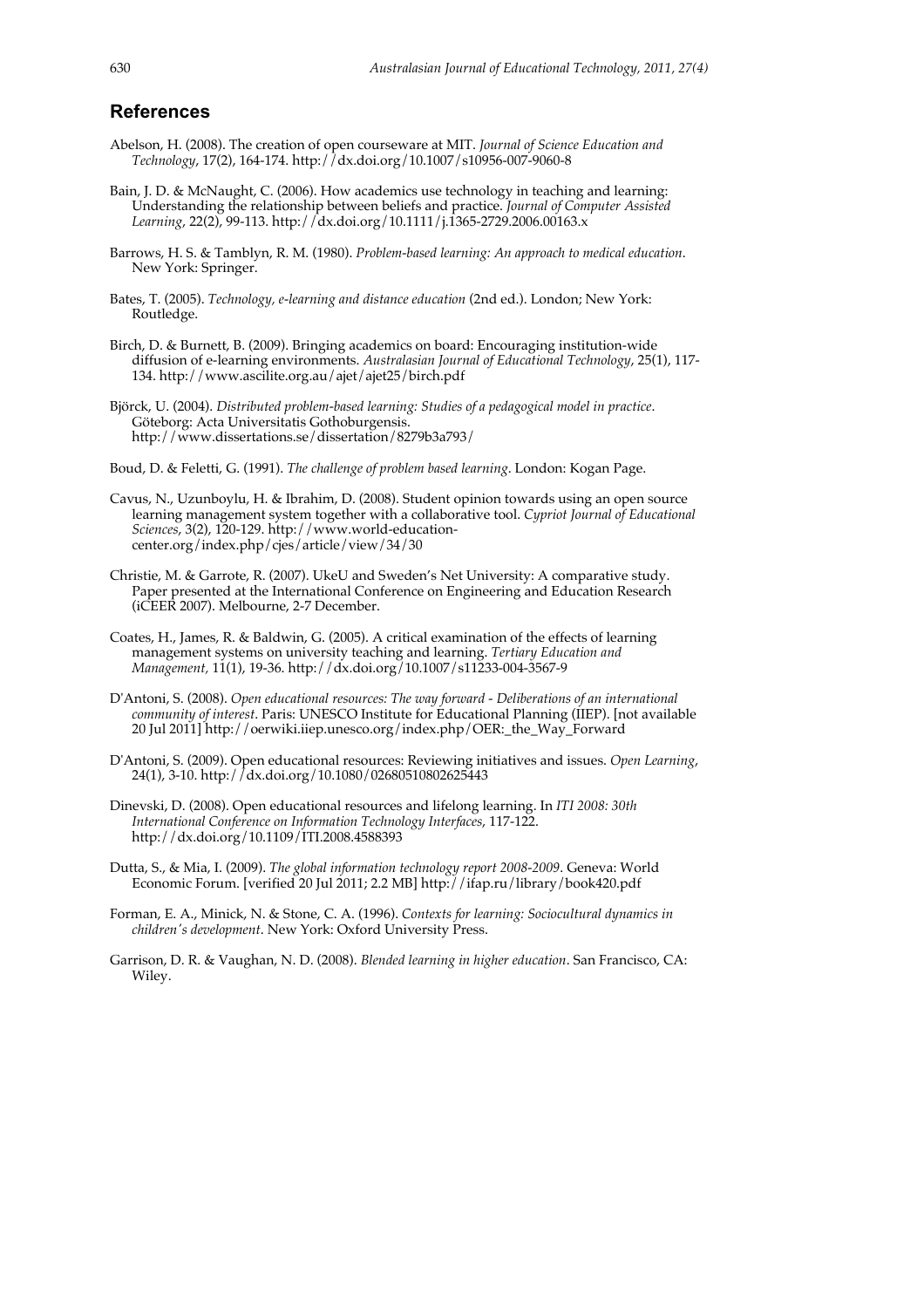## References

Abelson, H. (2008). The creation of open courseware at MIT. *Journal of Science Education and Technology*, 17(2), 164-174. http://dx.doi.org/10.1007/s10956-007-9060-8

Bain, J. D. & McNaught, C. (2006). How academics use technology in teaching and learning: Understanding the relationship between beliefs and practice. *Journal of Computer Assisted Learning*, 22(2), 99-113. http://dx.doi.org/10.1111/j.1365-2729.2006.00163.x

Barrows, H. S. & Tamblyn, R. M. (1980). *Problem-based learning: An approach to medical education*. New York: Springer.

Bates, T. (2005). *Technology, e-learning and distance education* (2nd ed.). London; New York: Routledge.

Birch, D. & Burnett, B. (2009). Bringing academics on board: Encouraging institution-wide diffusion of e-learning environments. *Australasian Journal of Educational Technology*, 25(1), 117-134. http://www.ascilite.org.au/ajet/ajet25/birch.pdf

Björck, U. (2004). *Distributed problem-based learning: Studies of a pedagogical model in practice*. Göteborg: Acta Universitatis Gothoburgensis. http://www.dissertations.se/dissertation/8279b3a793/

Boud, D. & Feletti, G. (1991). *The challenge of problem based learning*. London: Kogan Page.

Cavus, N., Uzunboylu, H. & Ibrahim, D. (2008). Student opinion towards using an open source learning management system together with a collaborative tool. *Cypriot Journal of Educational Sciences*, 3(2), 120-129. http://www.world-education-center.org/index.php/cjes/article/view/34/30

Christie, M. & Garrote, R. (2007). UkeU and Sweden's Net University: A comparative study. Paper presented at the International Conference on Engineering and Education Research (iCEER 2007). Melbourne, 2-7 December.

Coates, H., James, R. & Baldwin, G. (2005). A critical examination of the effects of learning management systems on university teaching and learning. *Tertiary Education and Management*, 11(1), 19-36. http://dx.doi.org/10.1007/s11233-004-3567-9

D'Antoni, S. (2008). *Open educational resources: The way forward - Deliberations of an international community of interest*. Paris: UNESCO Institute for Educational Planning (IIEP). [not available 20 Jul 2011] http://oerwiki.iiep.unesco.org/index.php/OER:_the_Way_Forward

D'Antoni, S. (2009). Open educational resources: Reviewing initiatives and issues. *Open Learning*, 24(1), 3-10. http://dx.doi.org/10.1080/02680510802625443

Dinevski, D. (2008). Open educational resources and lifelong learning. In *ITI 2008: 30th International Conference on Information Technology Interfaces*, 117-122. http://dx.doi.org/10.1109/ITI.2008.4588393

Dutta, S., & Mia, I. (2009). *The global information technology report 2008-2009*. Geneva: World Economic Forum. [verified 20 Jul 2011; 2.2 MB] http://ifap.ru/library/book420.pdf

Forman, E. A., Minick, N. & Stone, C. A. (1996). *Contexts for learning: Sociocultural dynamics in children's development*. New York: Oxford University Press.

Garrison, D. R. & Vaughan, N. D. (2008). *Blended learning in higher education*. San Francisco, CA: Wiley.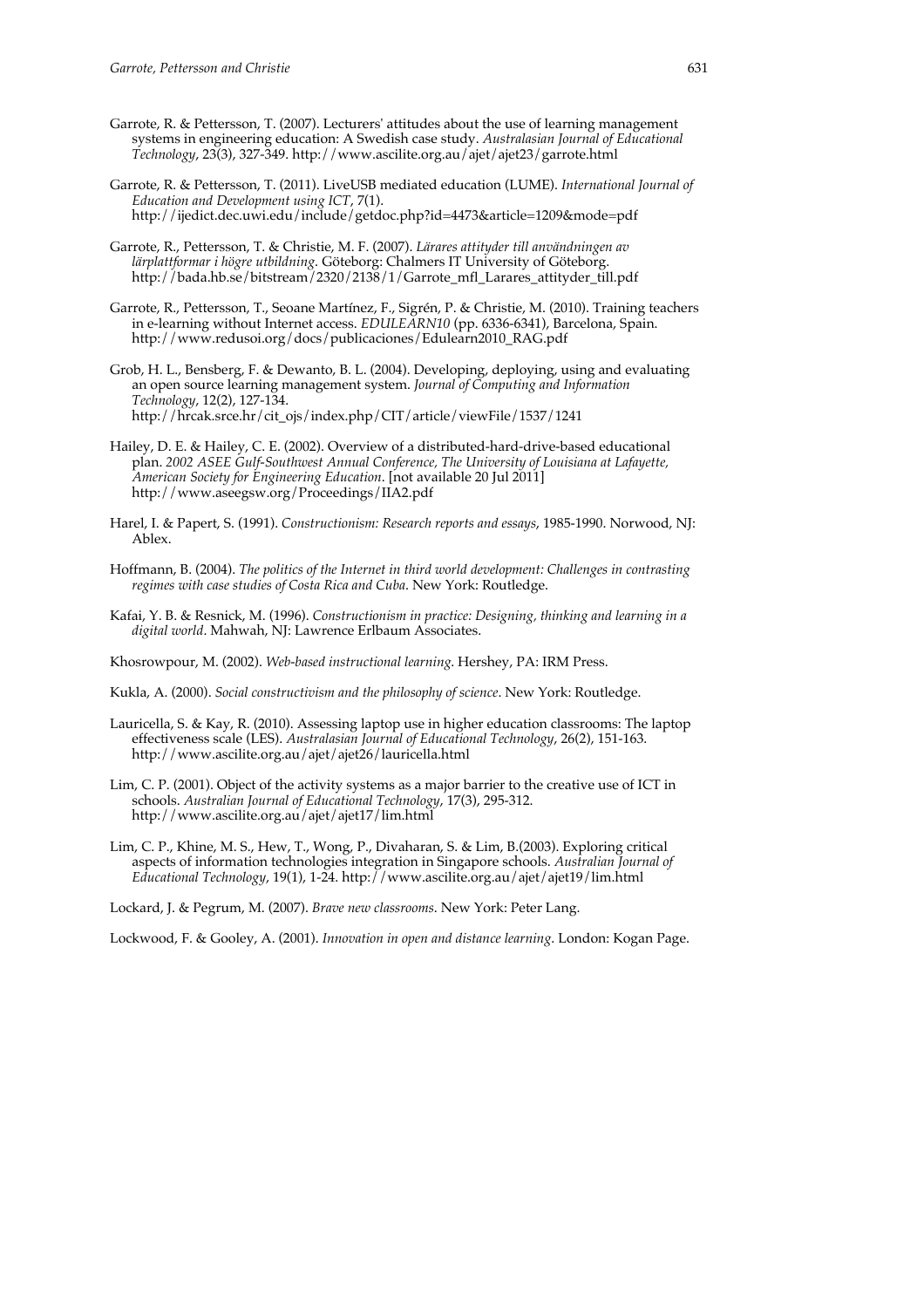Garrote, R. & Pettersson, T. (2007). Lecturers' attitudes about the use of learning management systems in engineering education: A Swedish case study. *Australasian Journal of Educational Technology*, 23(3), 327-349. http://www.ascilite.org.au/ajet/ajet23/garrote.html

Garrote, R. & Pettersson, T. (2011). LiveUSB mediated education (LUME). *International Journal of Education and Development using ICT*, 7(1). http://ijedict.dec.uwi.edu/include/getdoc.php?id=4473&article=1209&mode=pdf

Garrote, R., Pettersson, T. & Christie, M. F. (2007). *Lärares attityder till användningen av lärplattformar i högre utbildning*. Göteborg: Chalmers IT University of Göteborg. http://bada.hb.se/bitstream/2320/2138/1/Garrote_mfl_Larares_attityder_till.pdf

Garrote, R., Pettersson, T., Seoane Martínez, F., Sigrén, P. & Christie, M. (2010). Training teachers in e-learning without Internet access. *EDULEARN10* (pp. 6336-6341), Barcelona, Spain. http://www.redusoi.org/docs/publicaciones/Edulearn2010_RAG.pdf

Grob, H. L., Bensberg, F. & Dewanto, B. L. (2004). Developing, deploying, using and evaluating an open source learning management system. *Journal of Computing and Information Technology*, 12(2), 127-134. http://hrcak.srce.hr/cit_ojs/index.php/CIT/article/viewFile/1537/1241

Hailey, D. E. & Hailey, C. E. (2002). Overview of a distributed-hard-drive-based educational plan. *2002 ASEE Gulf-Southwest Annual Conference, The University of Louisiana at Lafayette, American Society for Engineering Education*. [not available 20 Jul 2011] http://www.aseegsw.org/Proceedings/IIA2.pdf

Harel, I. & Papert, S. (1991). *Constructionism: Research reports and essays*, 1985-1990. Norwood, NJ: Ablex.

Hoffmann, B. (2004). *The politics of the Internet in third world development: Challenges in contrasting regimes with case studies of Costa Rica and Cuba*. New York: Routledge.

Kafai, Y. B. & Resnick, M. (1996). *Constructionism in practice: Designing, thinking and learning in a digital world*. Mahwah, NJ: Lawrence Erlbaum Associates.

Khosrowpour, M. (2002). *Web-based instructional learning*. Hershey, PA: IRM Press.

Kukla, A. (2000). *Social constructivism and the philosophy of science*. New York: Routledge.

Lauricella, S. & Kay, R. (2010). Assessing laptop use in higher education classrooms: The laptop effectiveness scale (LES). *Australasian Journal of Educational Technology*, 26(2), 151-163. http://www.ascilite.org.au/ajet/ajet26/lauricella.html

Lim, C. P. (2001). Object of the activity systems as a major barrier to the creative use of ICT in schools. *Australian Journal of Educational Technology*, 17(3), 295-312. http://www.ascilite.org.au/ajet/ajet17/lim.html

Lim, C. P., Khine, M. S., Hew, T., Wong, P., Divaharan, S. & Lim, B.(2003). Exploring critical aspects of information technologies integration in Singapore schools. *Australian Journal of Educational Technology*, 19(1), 1-24. http://www.ascilite.org.au/ajet/ajet19/lim.html

Lockard, J. & Pegrum, M. (2007). *Brave new classrooms*. New York: Peter Lang.

Lockwood, F. & Gooley, A. (2001). *Innovation in open and distance learning*. London: Kogan Page.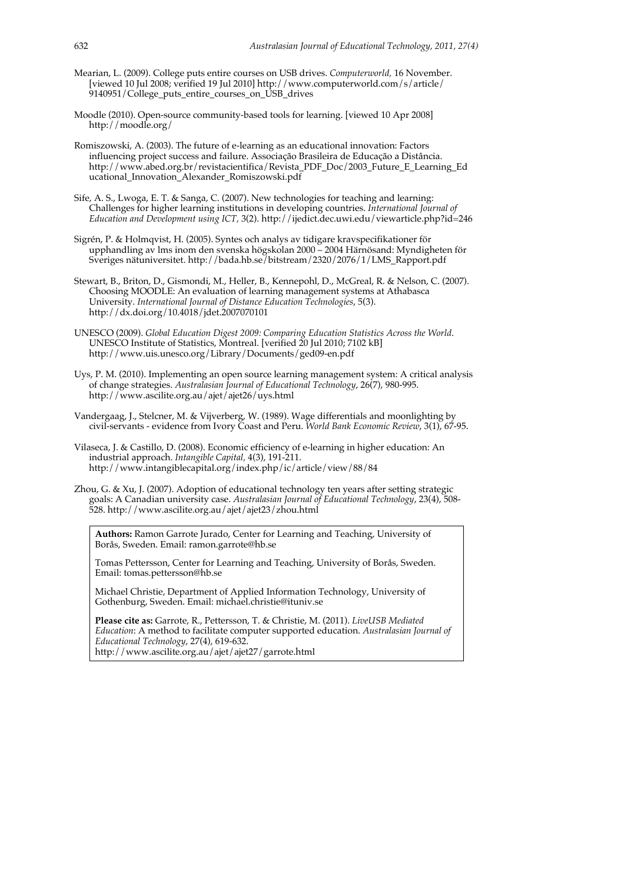Mearian, L. (2009). College puts entire courses on USB drives. *Computerworld*, 16 November. [viewed 10 Jul 2008; verified 19 Jul 2010] http://www.computerworld.com/s/article/9140951/College_puts_entire_courses_on_USB_drives

Moodle (2010). Open-source community-based tools for learning. [viewed 10 Apr 2008] http://moodle.org/

Romiszowski, A. (2003). The future of e-learning as an educational innovation: Factors influencing project success and failure. Associação Brasileira de Educação a Distância. http://www.abed.org.br/revistacientifica/Revista_PDF_Doc/2003_Future_E_Learning_Educational_Innovation_Alexander_Romiszowski.pdf

Sife, A. S., Lwoga, E. T. & Sanga, C. (2007). New technologies for teaching and learning: Challenges for higher learning institutions in developing countries. *International Journal of Education and Development using ICT,* 3(2). http://ijedict.dec.uwi.edu/viewarticle.php?id=246

Sigrén, P. & Holmqvist, H. (2005). Syntes och analys av tidigare kravspecifikationer för upphandling av lms inom den svenska högskolan 2000 – 2004 Härnösand: Myndigheten för Sveriges nätuniversitet. http://bada.hb.se/bitstream/2320/2076/1/LMS_Rapport.pdf

Stewart, B., Briton, D., Gismondi, M., Heller, B., Kennepohl, D., McGreal, R. & Nelson, C. (2007). Choosing MOODLE: An evaluation of learning management systems at Athabasca University. *International Journal of Distance Education Technologies*, 5(3). http://dx.doi.org/10.4018/jdet.2007070101

UNESCO (2009). *Global Education Digest 2009: Comparing Education Statistics Across the World*. UNESCO Institute of Statistics, Montreal. [verified 20 Jul 2010; 7102 kB] http://www.uis.unesco.org/Library/Documents/ged09-en.pdf

Uys, P. M. (2010). Implementing an open source learning management system: A critical analysis of change strategies. *Australasian Journal of Educational Technology*, 26(7), 980-995. http://www.ascilite.org.au/ajet/ajet26/uys.html

Vandergaag, J., Stelcner, M. & Vijverberg, W. (1989). Wage differentials and moonlighting by civil-servants - evidence from Ivory Coast and Peru. *World Bank Economic Review*, 3(1), 67-95.

Vilaseca, J. & Castillo, D. (2008). Economic efficiency of e-learning in higher education: An industrial approach. *Intangible Capital,* 4(3), 191-211. http://www.intangiblecapital.org/index.php/ic/article/view/88/84

Zhou, G. & Xu, J. (2007). Adoption of educational technology ten years after setting strategic goals: A Canadian university case. *Australasian Journal of Educational Technology*, 23(4), 508-528. http://www.ascilite.org.au/ajet/ajet23/zhou.html

**Authors:** Ramon Garrote Jurado, Center for Learning and Teaching, University of Borås, Sweden. Email: ramon.garrote@hb.se

Tomas Pettersson, Center for Learning and Teaching, University of Borås, Sweden. Email: tomas.pettersson@hb.se

Michael Christie, Department of Applied Information Technology, University of Gothenburg, Sweden. Email: michael.christie@ituniv.se

**Please cite as:** Garrote, R., Pettersson, T. & Christie, M. (2011). *LiveUSB Mediated Education*: A method to facilitate computer supported education. *Australasian Journal of Educational Technology*, 27(4), 619-632. http://www.ascilite.org.au/ajet/ajet27/garrote.html